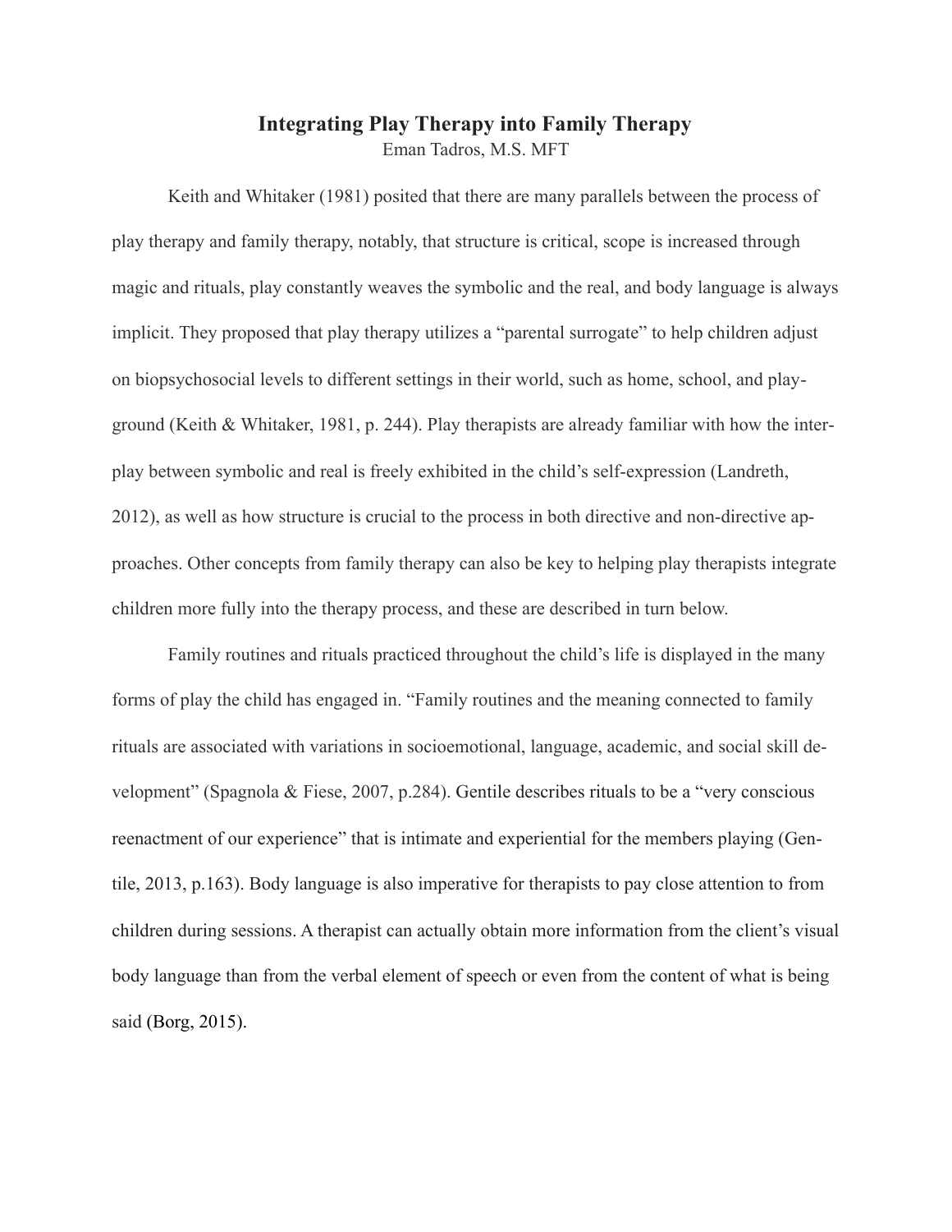# Integrating Play Therapy into Family Therapy

Eman Tadros, M.S. MFT

Keith and Whitaker (1981) posited that there are many parallels between the process of play therapy and family therapy, notably, that structure is critical, scope is increased through magic and rituals, play constantly weaves the symbolic and the real, and body language is always implicit. They proposed that play therapy utilizes a "parental surrogate" to help children adjust on biopsychosocial levels to different settings in their world, such as home, school, and playground (Keith & Whitaker, 1981, p. 244). Play therapists are already familiar with how the interplay between symbolic and real is freely exhibited in the child's self-expression (Landreth, 2012), as well as how structure is crucial to the process in both directive and non-directive approaches. Other concepts from family therapy can also be key to helping play therapists integrate children more fully into the therapy process, and these are described in turn below.

Family routines and rituals practiced throughout the child's life is displayed in the many forms of play the child has engaged in. "Family routines and the meaning connected to family rituals are associated with variations in socioemotional, language, academic, and social skill development" (Spagnola & Fiese, 2007, p.284). Gentile describes rituals to be a "very conscious reenactment of our experience" that is intimate and experiential for the members playing (Gentile, 2013, p.163). Body language is also imperative for therapists to pay close attention to from children during sessions. A therapist can actually obtain more information from the client's visual body language than from the verbal element of speech or even from the content of what is being said (Borg, 2015).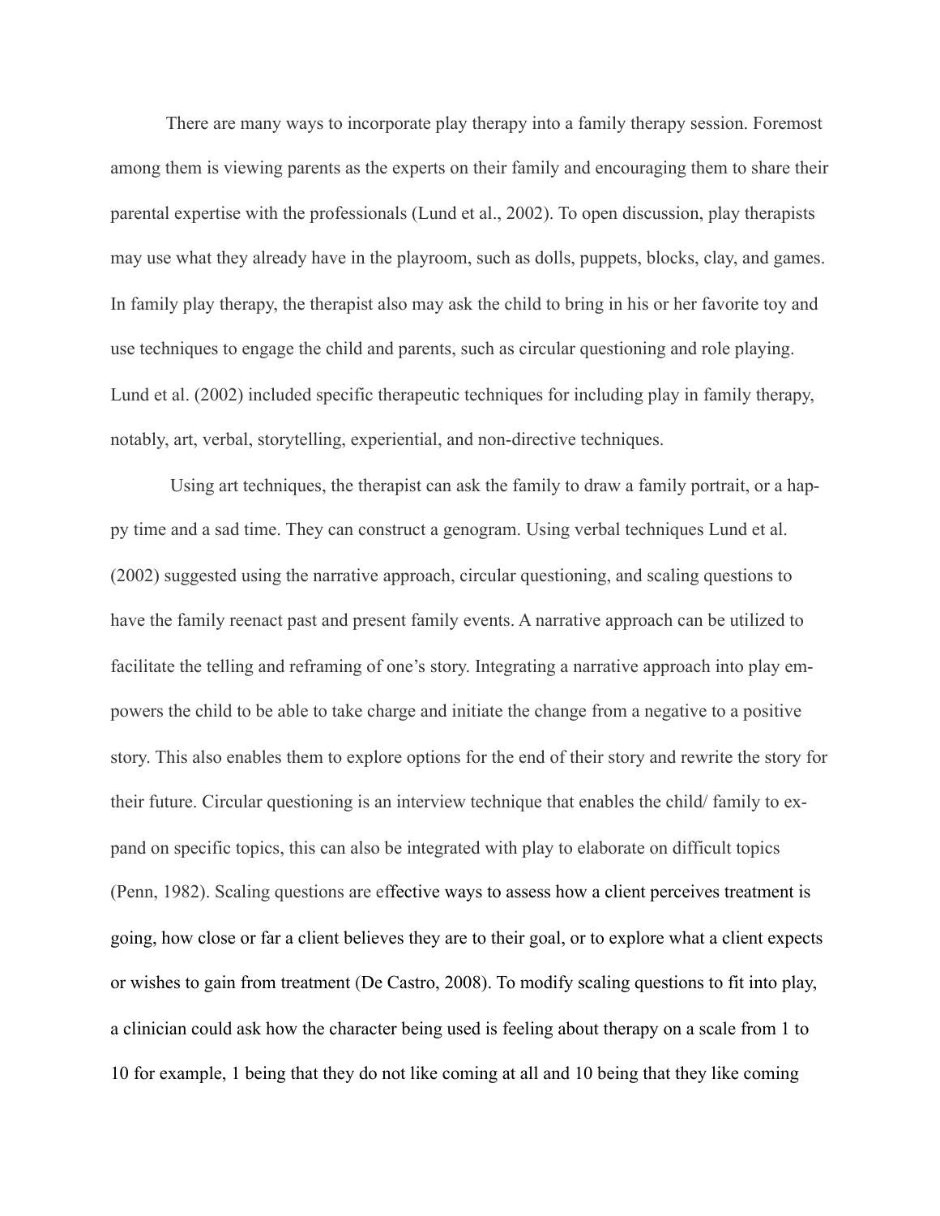There are many ways to incorporate play therapy into a family therapy session. Foremost among them is viewing parents as the experts on their family and encouraging them to share their parental expertise with the professionals (Lund et al., 2002). To open discussion, play therapists may use what they already have in the playroom, such as dolls, puppets, blocks, clay, and games. In family play therapy, the therapist also may ask the child to bring in his or her favorite toy and use techniques to engage the child and parents, such as circular questioning and role playing. Lund et al. (2002) included specific therapeutic techniques for including play in family therapy, notably, art, verbal, storytelling, experiential, and non-directive techniques.

Using art techniques, the therapist can ask the family to draw a family portrait, or a happy time and a sad time. They can construct a genogram. Using verbal techniques Lund et al. (2002) suggested using the narrative approach, circular questioning, and scaling questions to have the family reenact past and present family events. A narrative approach can be utilized to facilitate the telling and reframing of one's story. Integrating a narrative approach into play empowers the child to be able to take charge and initiate the change from a negative to a positive story. This also enables them to explore options for the end of their story and rewrite the story for their future. Circular questioning is an interview technique that enables the child/ family to expand on specific topics, this can also be integrated with play to elaborate on difficult topics (Penn, 1982). Scaling questions are effective ways to assess how a client perceives treatment is going, how close or far a client believes they are to their goal, or to explore what a client expects or wishes to gain from treatment (De Castro, 2008). To modify scaling questions to fit into play, a clinician could ask how the character being used is feeling about therapy on a scale from 1 to 10 for example, 1 being that they do not like coming at all and 10 being that they like coming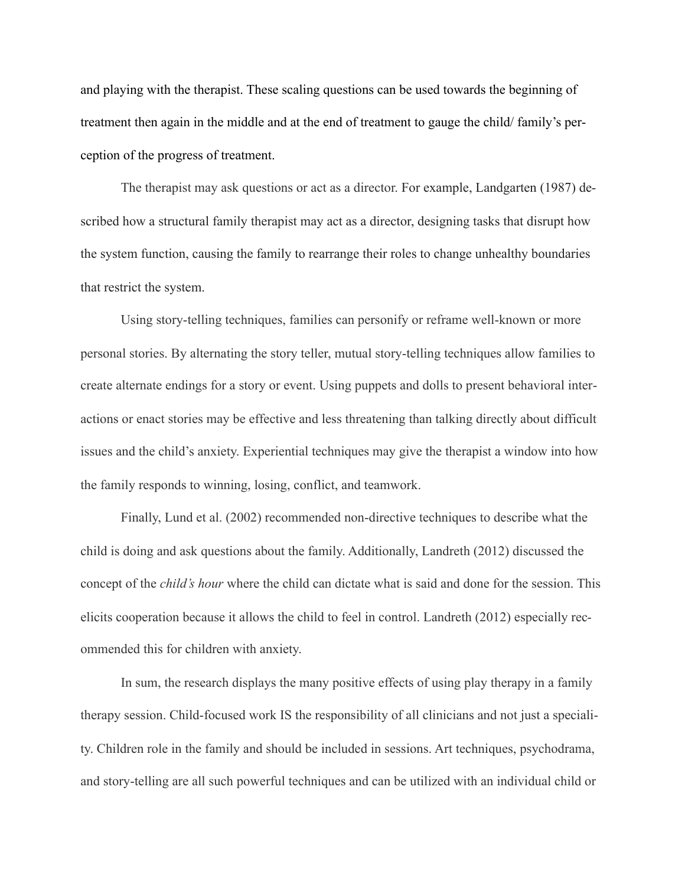and playing with the therapist. These scaling questions can be used towards the beginning of treatment then again in the middle and at the end of treatment to gauge the child/ family's perception of the progress of treatment.

The therapist may ask questions or act as a director. For example, Landgarten (1987) described how a structural family therapist may act as a director, designing tasks that disrupt how the system function, causing the family to rearrange their roles to change unhealthy boundaries that restrict the system.

Using story-telling techniques, families can personify or reframe well-known or more personal stories. By alternating the story teller, mutual story-telling techniques allow families to create alternate endings for a story or event. Using puppets and dolls to present behavioral interactions or enact stories may be effective and less threatening than talking directly about difficult issues and the child's anxiety. Experiential techniques may give the therapist a window into how the family responds to winning, losing, conflict, and teamwork.

Finally, Lund et al. (2002) recommended non-directive techniques to describe what the child is doing and ask questions about the family. Additionally, Landreth (2012) discussed the concept of the *child's hour* where the child can dictate what is said and done for the session. This elicits cooperation because it allows the child to feel in control. Landreth (2012) especially recommended this for children with anxiety.

In sum, the research displays the many positive effects of using play therapy in a family therapy session. Child-focused work IS the responsibility of all clinicians and not just a speciality. Children role in the family and should be included in sessions. Art techniques, psychodrama, and story-telling are all such powerful techniques and can be utilized with an individual child or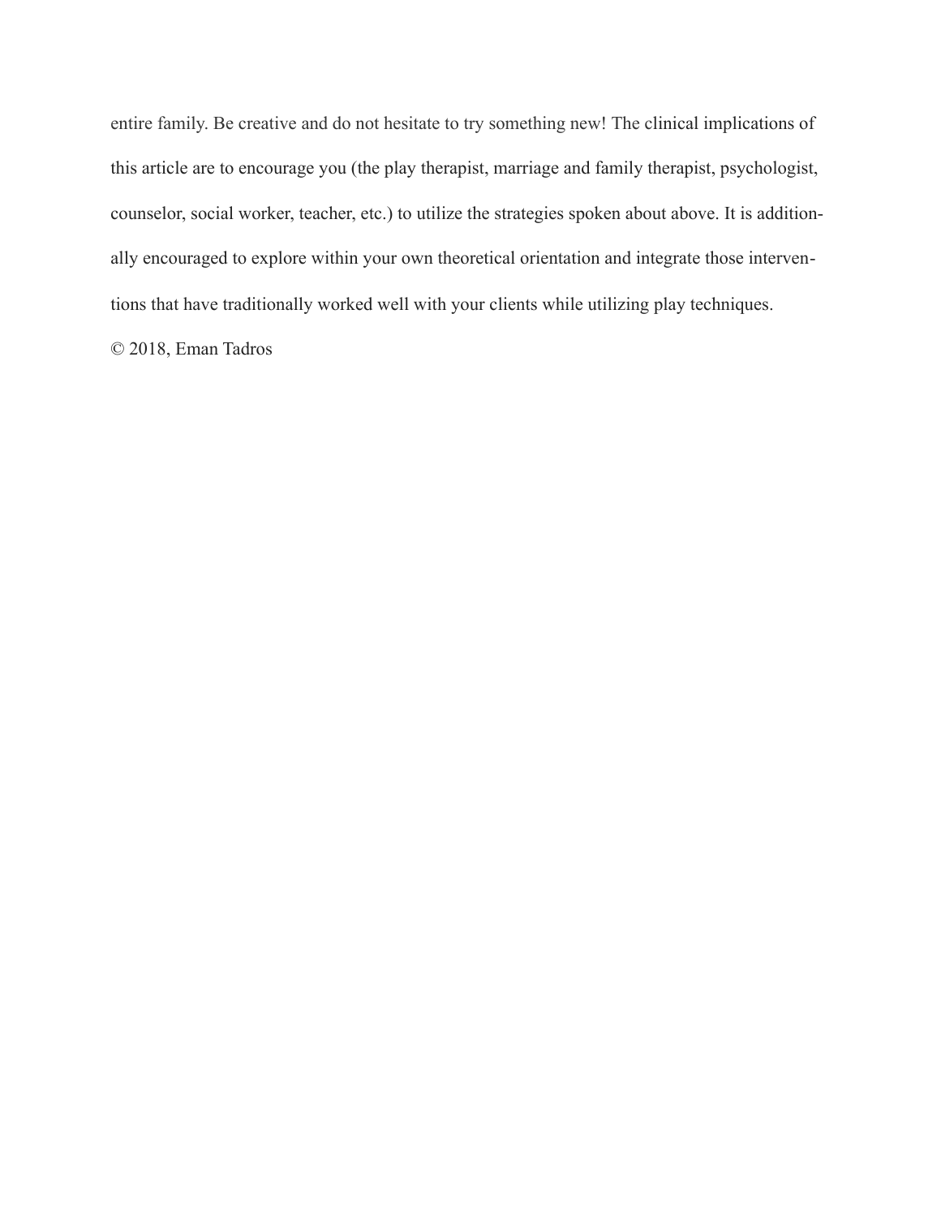entire family. Be creative and do not hesitate to try something new! The clinical implications of this article are to encourage you (the play therapist, marriage and family therapist, psychologist, counselor, social worker, teacher, etc.) to utilize the strategies spoken about above. It is additionally encouraged to explore within your own theoretical orientation and integrate those interventions that have traditionally worked well with your clients while utilizing play techniques.

© 2018, Eman Tadros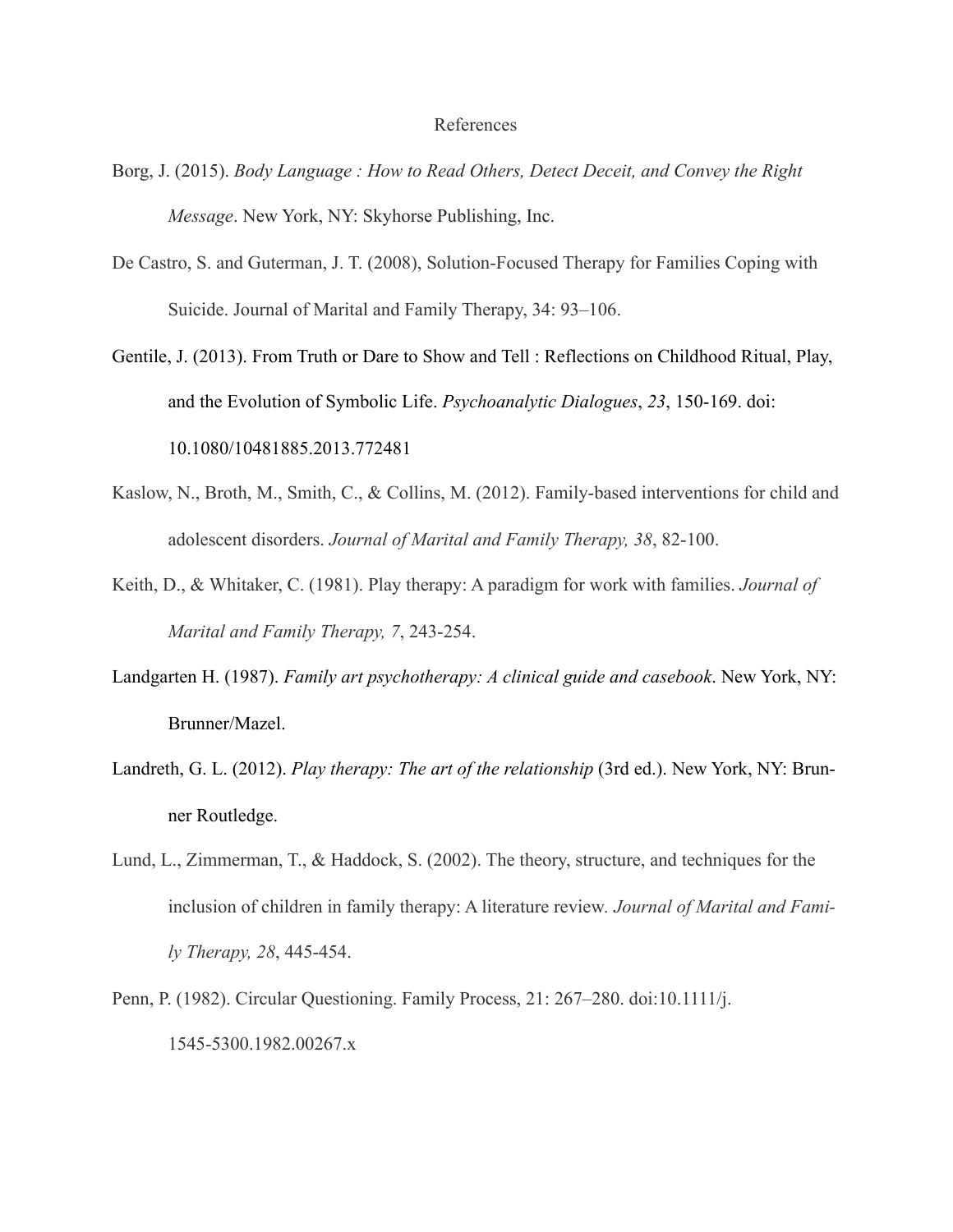# References

Borg, J. (2015). *Body Language : How to Read Others, Detect Deceit, and Convey the Right Message*. New York, NY: Skyhorse Publishing, Inc.

De Castro, S. and Guterman, J. T. (2008), Solution-Focused Therapy for Families Coping with Suicide. Journal of Marital and Family Therapy, 34: 93–106.

Gentile, J. (2013). From Truth or Dare to Show and Tell : Reflections on Childhood Ritual, Play, and the Evolution of Symbolic Life. *Psychoanalytic Dialogues*, *23*, 150-169. doi: 10.1080/10481885.2013.772481

Kaslow, N., Broth, M., Smith, C., & Collins, M. (2012). Family-based interventions for child and adolescent disorders. *Journal of Marital and Family Therapy, 38*, 82-100.

Keith, D., & Whitaker, C. (1981). Play therapy: A paradigm for work with families. *Journal of Marital and Family Therapy, 7*, 243-254.

Landgarten H. (1987). *Family art psychotherapy: A clinical guide and casebook*. New York, NY: Brunner/Mazel.

Landreth, G. L. (2012). *Play therapy: The art of the relationship* (3rd ed.). New York, NY: Brunner Routledge.

Lund, L., Zimmerman, T., & Haddock, S. (2002). The theory, structure, and techniques for the inclusion of children in family therapy: A literature review. *Journal of Marital and Family Therapy, 28*, 445-454.

Penn, P. (1982). Circular Questioning. Family Process, 21: 267–280. doi:10.1111/j.1545-5300.1982.00267.x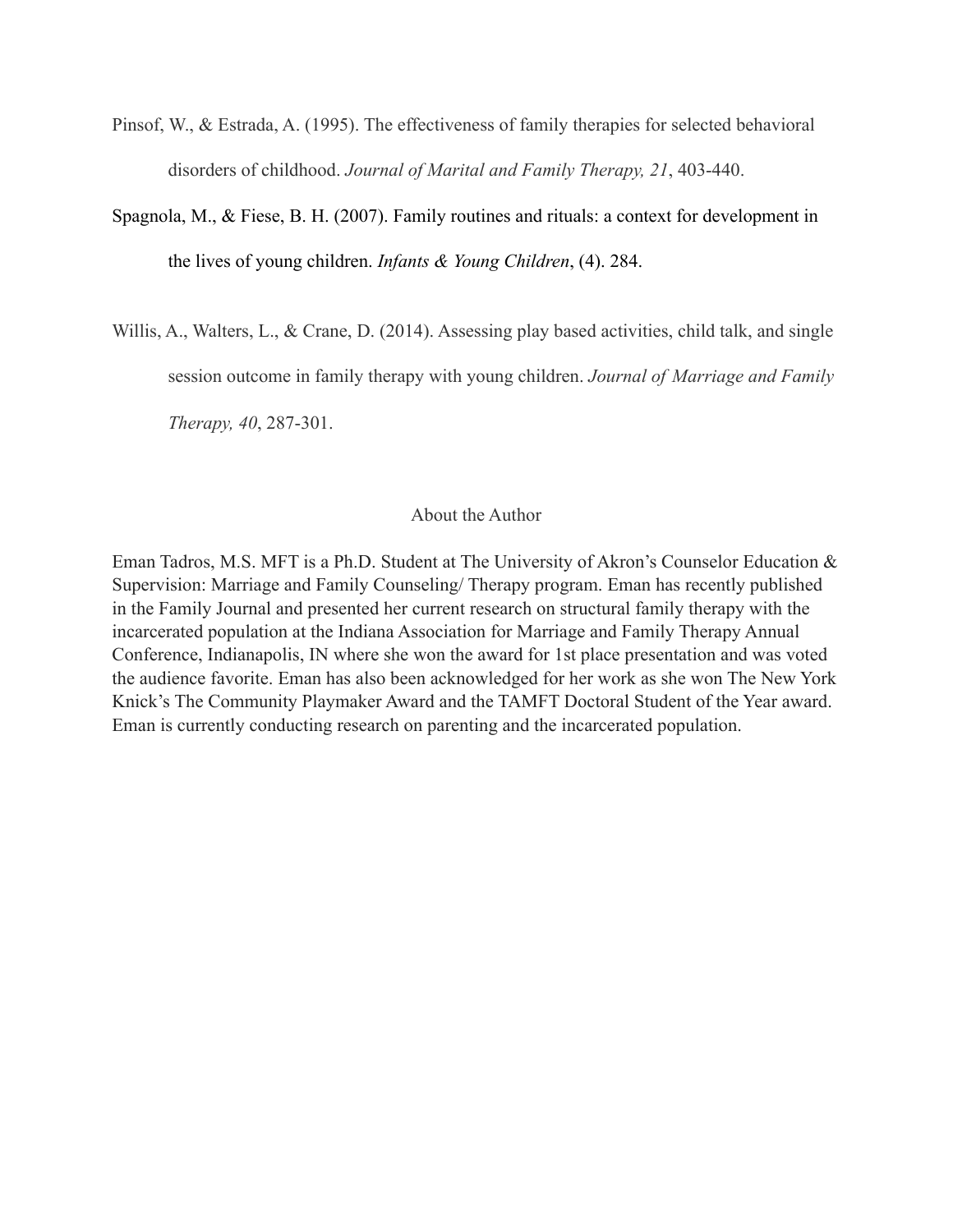Pinsof, W., & Estrada, A. (1995). The effectiveness of family therapies for selected behavioral disorders of childhood. *Journal of Marital and Family Therapy, 21*, 403-440.

Spagnola, M., & Fiese, B. H. (2007). Family routines and rituals: a context for development in the lives of young children. *Infants & Young Children*, (4). 284.

Willis, A., Walters, L., & Crane, D. (2014). Assessing play based activities, child talk, and single session outcome in family therapy with young children. *Journal of Marriage and Family Therapy, 40*, 287-301.

## About the Author

Eman Tadros, M.S. MFT is a Ph.D. Student at The University of Akron's Counselor Education & Supervision: Marriage and Family Counseling/ Therapy program. Eman has recently published in the Family Journal and presented her current research on structural family therapy with the incarcerated population at the Indiana Association for Marriage and Family Therapy Annual Conference, Indianapolis, IN where she won the award for 1st place presentation and was voted the audience favorite. Eman has also been acknowledged for her work as she won The New York Knick's The Community Playmaker Award and the TAMFT Doctoral Student of the Year award. Eman is currently conducting research on parenting and the incarcerated population.